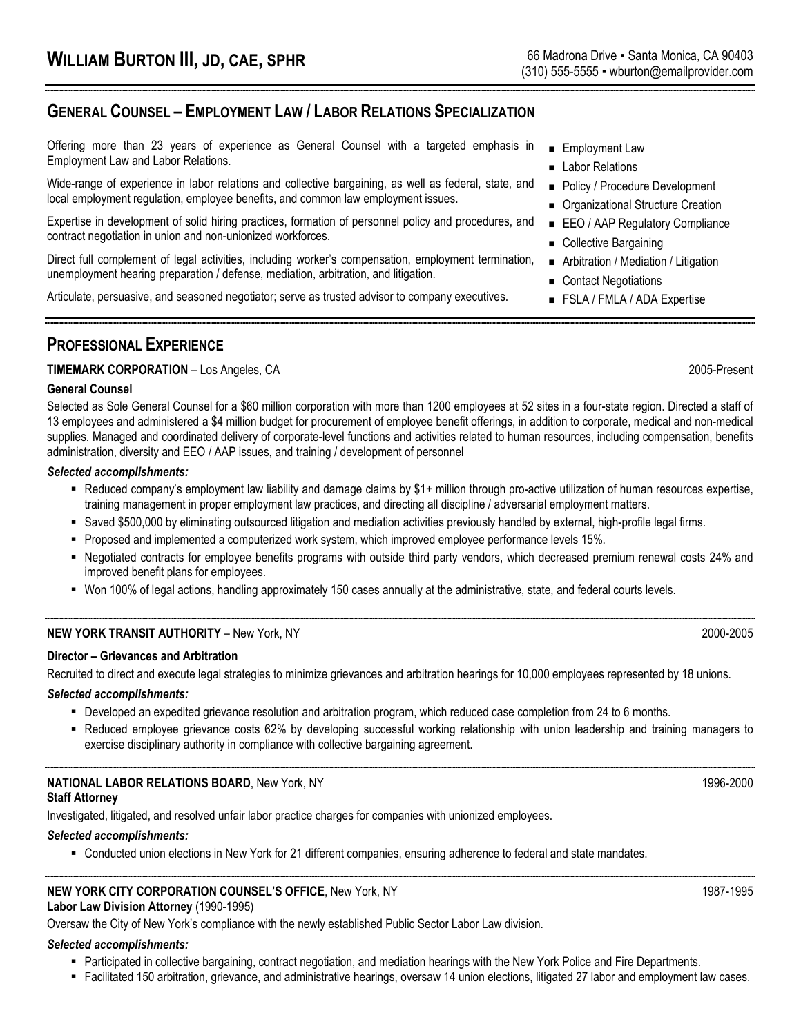# WILLIAM BURTON III, JD, CAE, SPHR

66 Madrona Drive ▪ Santa Monica, CA 90403
(310) 555-5555 ▪ wburton@emailprovider.com

## GENERAL COUNSEL – EMPLOYMENT LAW / LABOR RELATIONS SPECIALIZATION

Offering more than 23 years of experience as General Counsel with a targeted emphasis in Employment Law and Labor Relations.

Wide-range of experience in labor relations and collective bargaining, as well as federal, state, and local employment regulation, employee benefits, and common law employment issues.

Expertise in development of solid hiring practices, formation of personnel policy and procedures, and contract negotiation in union and non-unionized workforces.

Direct full complement of legal activities, including worker's compensation, employment termination, unemployment hearing preparation / defense, mediation, arbitration, and litigation.

Articulate, persuasive, and seasoned negotiator; serve as trusted advisor to company executives.

- Employment Law
- Labor Relations
- Policy / Procedure Development
- Organizational Structure Creation
- EEO / AAP Regulatory Compliance
- Collective Bargaining
- Arbitration / Mediation / Litigation
- Contact Negotiations
- FSLA / FMLA / ADA Expertise

## PROFESSIONAL EXPERIENCE

**TIMEMARK CORPORATION** – Los Angeles, CA 2005-Present

**General Counsel**

Selected as Sole General Counsel for a $60 million corporation with more than 1200 employees at 52 sites in a four-state region. Directed a staff of 13 employees and administered a $4 million budget for procurement of employee benefit offerings, in addition to corporate, medical and non-medical supplies. Managed and coordinated delivery of corporate-level functions and activities related to human resources, including compensation, benefits administration, diversity and EEO / AAP issues, and training / development of personnel

***Selected accomplishments:***

- Reduced company's employment law liability and damage claims by $1+ million through pro-active utilization of human resources expertise, training management in proper employment law practices, and directing all discipline / adversarial employment matters.
- Saved $500,000 by eliminating outsourced litigation and mediation activities previously handled by external, high-profile legal firms.
- Proposed and implemented a computerized work system, which improved employee performance levels 15%.
- Negotiated contracts for employee benefits programs with outside third party vendors, which decreased premium renewal costs 24% and improved benefit plans for employees.
- Won 100% of legal actions, handling approximately 150 cases annually at the administrative, state, and federal courts levels.

**NEW YORK TRANSIT AUTHORITY** – New York, NY 2000-2005

**Director – Grievances and Arbitration**

Recruited to direct and execute legal strategies to minimize grievances and arbitration hearings for 10,000 employees represented by 18 unions.

***Selected accomplishments:***

- Developed an expedited grievance resolution and arbitration program, which reduced case completion from 24 to 6 months.
- Reduced employee grievance costs 62% by developing successful working relationship with union leadership and training managers to exercise disciplinary authority in compliance with collective bargaining agreement.

**NATIONAL LABOR RELATIONS BOARD**, New York, NY 1996-2000

**Staff Attorney**

Investigated, litigated, and resolved unfair labor practice charges for companies with unionized employees.

***Selected accomplishments:***

- Conducted union elections in New York for 21 different companies, ensuring adherence to federal and state mandates.

**NEW YORK CITY CORPORATION COUNSEL'S OFFICE**, New York, NY 1987-1995

**Labor Law Division Attorney** (1990-1995)

Oversaw the City of New York's compliance with the newly established Public Sector Labor Law division.

***Selected accomplishments:***

- Participated in collective bargaining, contract negotiation, and mediation hearings with the New York Police and Fire Departments.
- Facilitated 150 arbitration, grievance, and administrative hearings, oversaw 14 union elections, litigated 27 labor and employment law cases.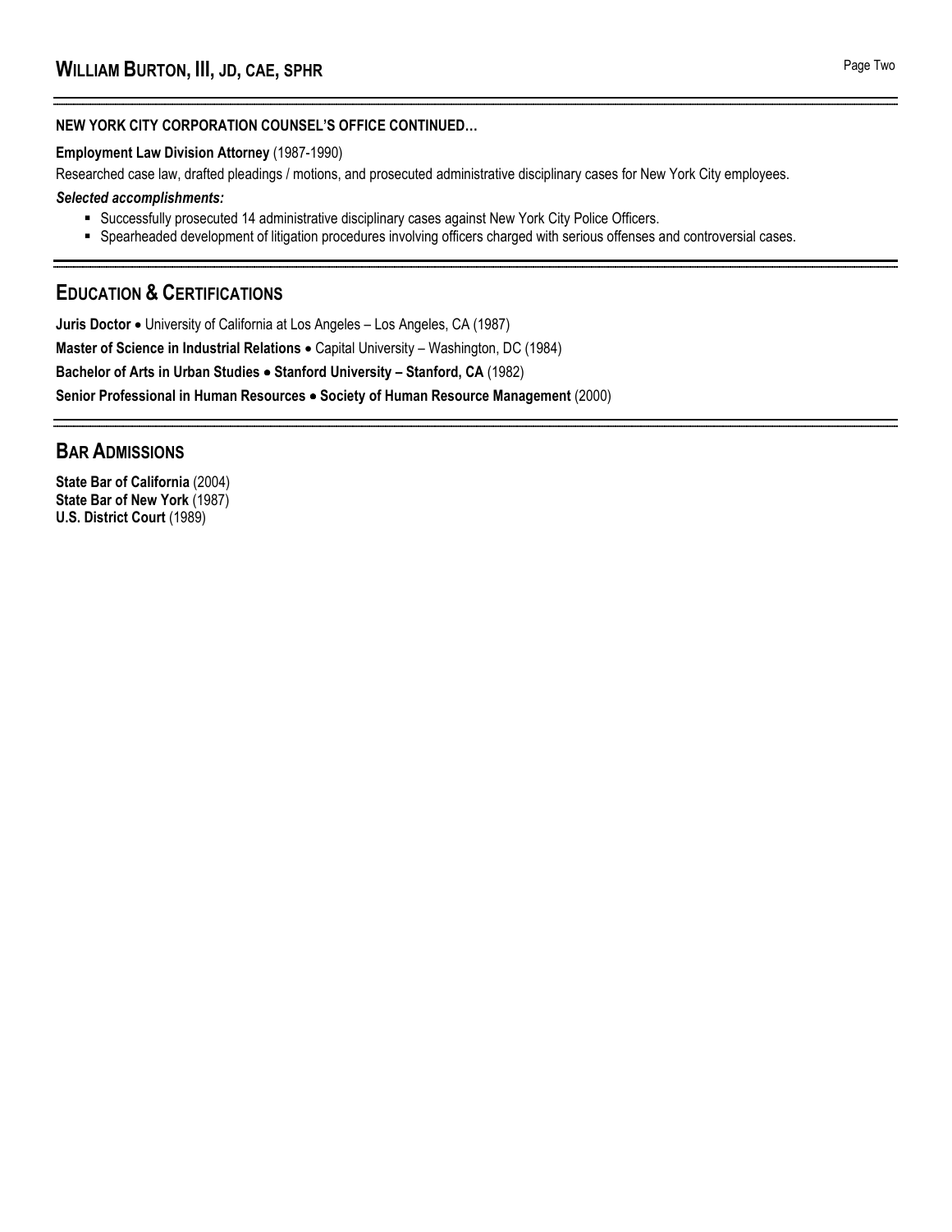**NEW YORK CITY CORPORATION COUNSEL'S OFFICE CONTINUED…**

**Employment Law Division Attorney** (1987-1990)

Researched case law, drafted pleadings / motions, and prosecuted administrative disciplinary cases for New York City employees.

***Selected accomplishments:***

- Successfully prosecuted 14 administrative disciplinary cases against New York City Police Officers.
- Spearheaded development of litigation procedures involving officers charged with serious offenses and controversial cases.

## EDUCATION & CERTIFICATIONS

**Juris Doctor** • University of California at Los Angeles – Los Angeles, CA (1987)

**Master of Science in Industrial Relations** • Capital University – Washington, DC (1984)

**Bachelor of Arts in Urban Studies • Stanford University – Stanford, CA** (1982)

**Senior Professional in Human Resources • Society of Human Resource Management** (2000)

## BAR ADMISSIONS

**State Bar of California** (2004)
**State Bar of New York** (1987)
**U.S. District Court** (1989)